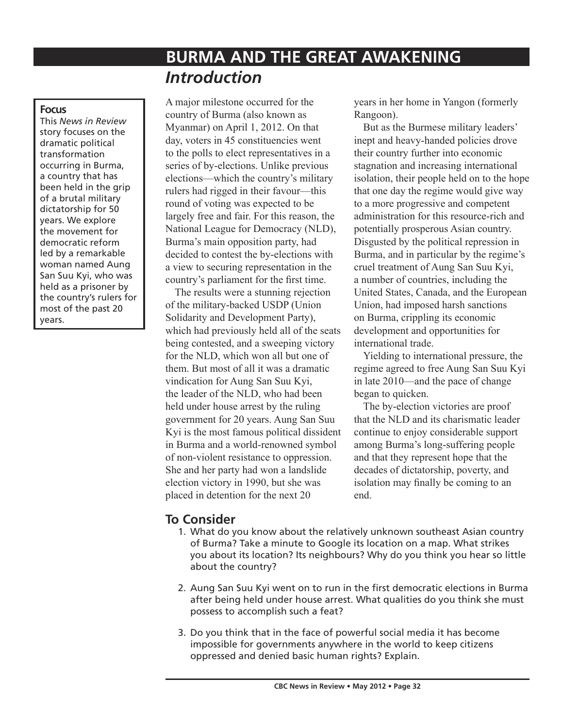# BURMA AND THE GREAT AWAKENING

## *Introduction*

**Focus**

This *News in Review* story focuses on the dramatic political transformation occurring in Burma, a country that has been held in the grip of a brutal military dictatorship for 50 years. We explore the movement for democratic reform led by a remarkable woman named Aung San Suu Kyi, who was held as a prisoner by the country's rulers for most of the past 20 years.

A major milestone occurred for the country of Burma (also known as Myanmar) on April 1, 2012. On that day, voters in 45 constituencies went to the polls to elect representatives in a series of by-elections. Unlike previous elections—which the country's military rulers had rigged in their favour—this round of voting was expected to be largely free and fair. For this reason, the National League for Democracy (NLD), Burma's main opposition party, had decided to contest the by-elections with a view to securing representation in the country's parliament for the first time.

The results were a stunning rejection of the military-backed USDP (Union Solidarity and Development Party), which had previously held all of the seats being contested, and a sweeping victory for the NLD, which won all but one of them. But most of all it was a dramatic vindication for Aung San Suu Kyi, the leader of the NLD, who had been held under house arrest by the ruling government for 20 years. Aung San Suu Kyi is the most famous political dissident in Burma and a world-renowned symbol of non-violent resistance to oppression. She and her party had won a landslide election victory in 1990, but she was placed in detention for the next 20 years in her home in Yangon (formerly Rangoon).

But as the Burmese military leaders' inept and heavy-handed policies drove their country further into economic stagnation and increasing international isolation, their people held on to the hope that one day the regime would give way to a more progressive and competent administration for this resource-rich and potentially prosperous Asian country. Disgusted by the political repression in Burma, and in particular by the regime's cruel treatment of Aung San Suu Kyi, a number of countries, including the United States, Canada, and the European Union, had imposed harsh sanctions on Burma, crippling its economic development and opportunities for international trade.

Yielding to international pressure, the regime agreed to free Aung San Suu Kyi in late 2010—and the pace of change began to quicken.

The by-election victories are proof that the NLD and its charismatic leader continue to enjoy considerable support among Burma's long-suffering people and that they represent hope that the decades of dictatorship, poverty, and isolation may finally be coming to an end.

## To Consider

1. What do you know about the relatively unknown southeast Asian country of Burma? Take a minute to Google its location on a map. What strikes you about its location? Its neighbours? Why do you think you hear so little about the country?

2. Aung San Suu Kyi went on to run in the first democratic elections in Burma after being held under house arrest. What qualities do you think she must possess to accomplish such a feat?

3. Do you think that in the face of powerful social media it has become impossible for governments anywhere in the world to keep citizens oppressed and denied basic human rights? Explain.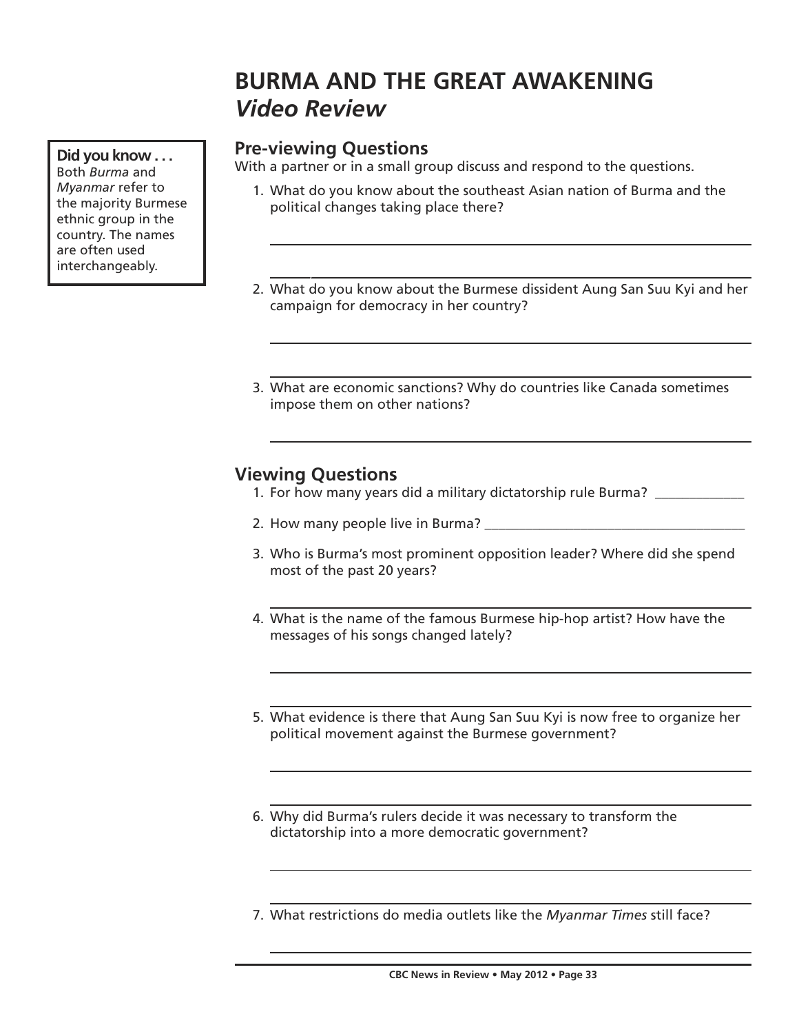# BURMA AND THE GREAT AWAKENING
## *Video Review*

**Did you know . . .**
Both *Burma* and *Myanmar* refer to the majority Burmese ethnic group in the country. The names are often used interchangeably.

### Pre-viewing Questions

With a partner or in a small group discuss and respond to the questions.

1. What do you know about the southeast Asian nation of Burma and the political changes taking place there?

2. What do you know about the Burmese dissident Aung San Suu Kyi and her campaign for democracy in her country?

3. What are economic sanctions? Why do countries like Canada sometimes impose them on other nations?

### Viewing Questions

1. For how many years did a military dictatorship rule Burma? _____________
2. How many people live in Burma? _____________________________________
3. Who is Burma's most prominent opposition leader? Where did she spend most of the past 20 years?
4. What is the name of the famous Burmese hip-hop artist? How have the messages of his songs changed lately?
5. What evidence is there that Aung San Suu Kyi is now free to organize her political movement against the Burmese government?
6. Why did Burma's rulers decide it was necessary to transform the dictatorship into a more democratic government?
7. What restrictions do media outlets like the *Myanmar Times* still face?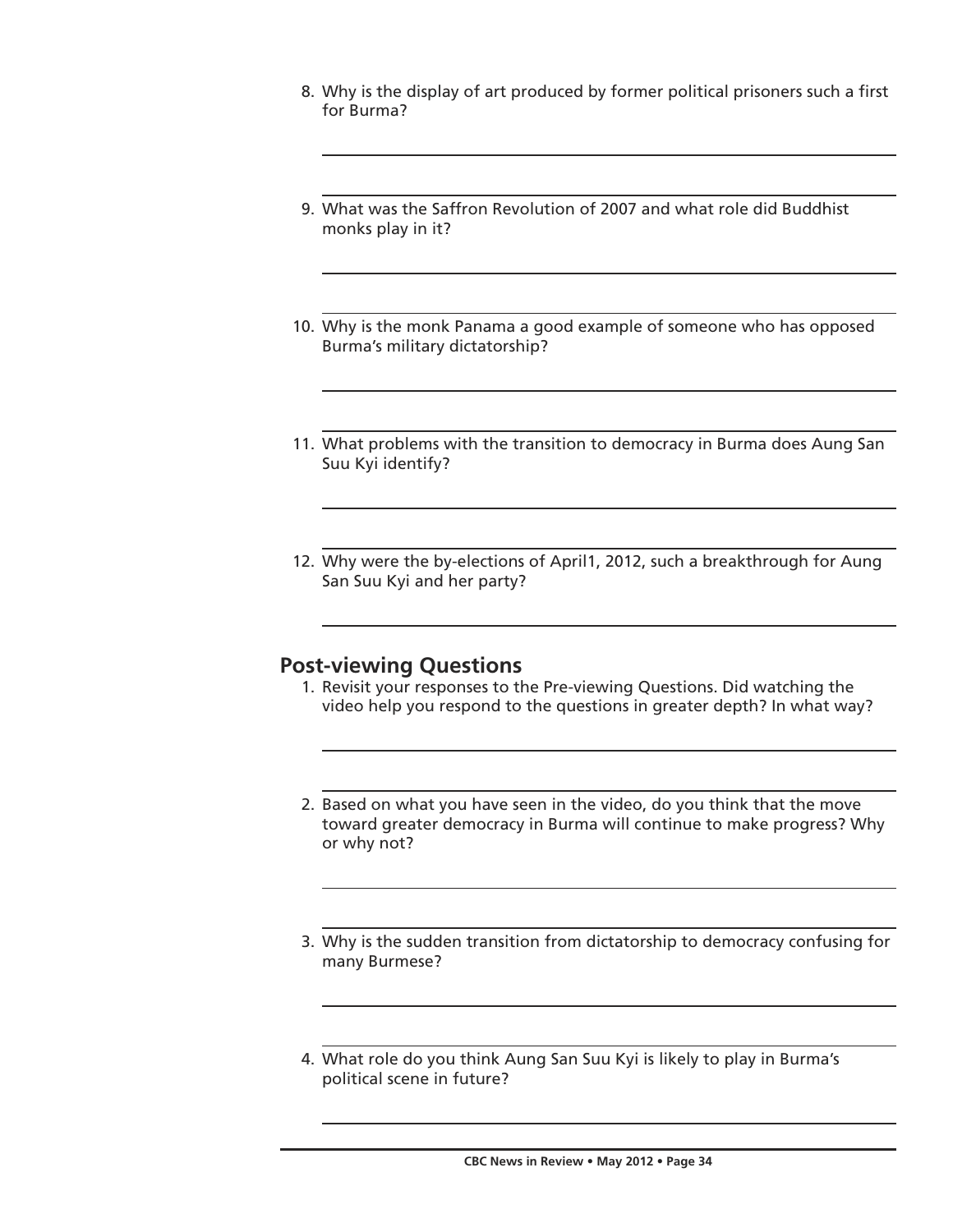8. Why is the display of art produced by former political prisoners such a first for Burma?

9. What was the Saffron Revolution of 2007 and what role did Buddhist monks play in it?

10. Why is the monk Panama a good example of someone who has opposed Burma's military dictatorship?

11. What problems with the transition to democracy in Burma does Aung San Suu Kyi identify?

12. Why were the by-elections of April1, 2012, such a breakthrough for Aung San Suu Kyi and her party?

## Post-viewing Questions

1. Revisit your responses to the Pre-viewing Questions. Did watching the video help you respond to the questions in greater depth? In what way?

2. Based on what you have seen in the video, do you think that the move toward greater democracy in Burma will continue to make progress? Why or why not?

3. Why is the sudden transition from dictatorship to democracy confusing for many Burmese?

4. What role do you think Aung San Suu Kyi is likely to play in Burma's political scene in future?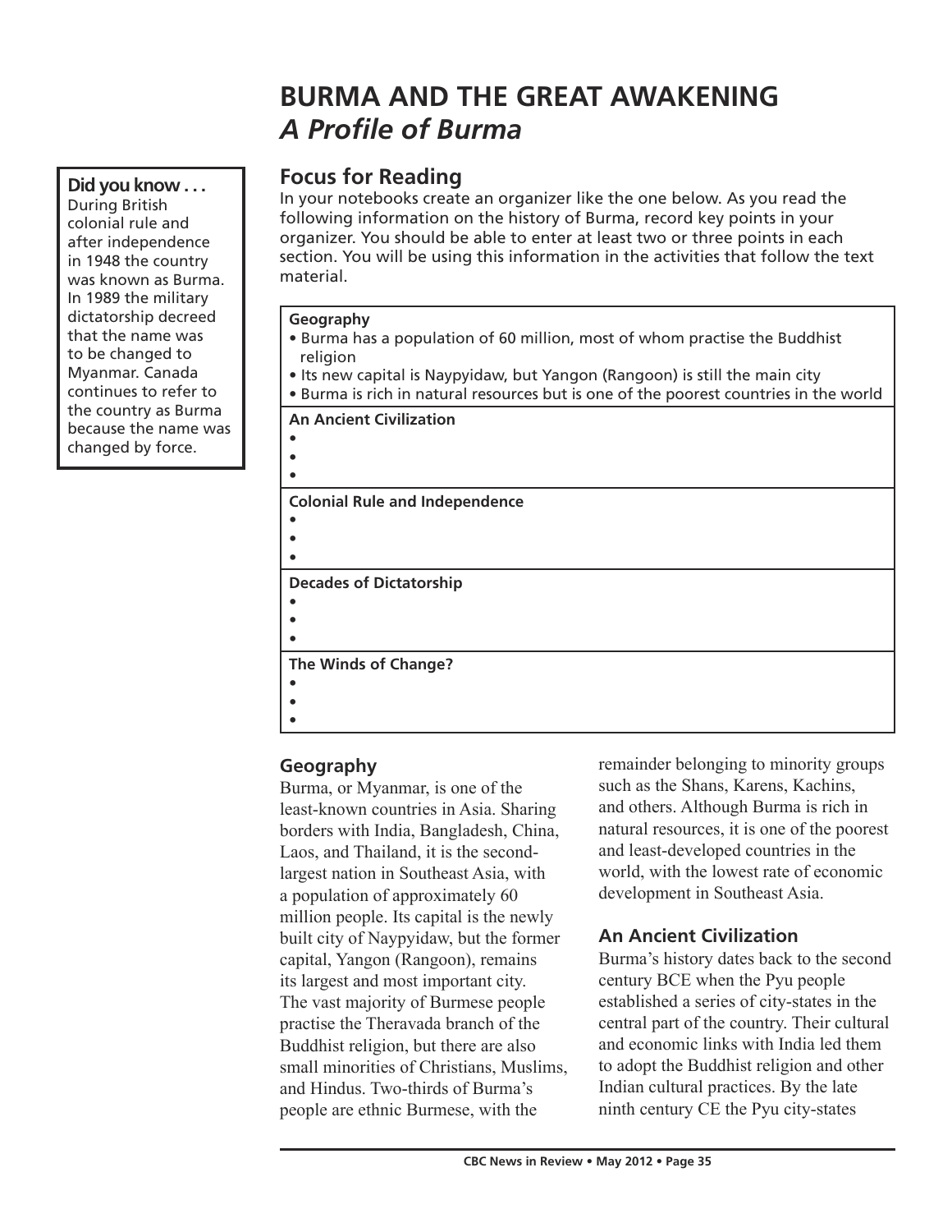# BURMA AND THE GREAT AWAKENING
## *A Profile of Burma*

**Did you know . . .**
During British colonial rule and after independence in 1948 the country was known as Burma. In 1989 the military dictatorship decreed that the name was to be changed to Myanmar. Canada continues to refer to the country as Burma because the name was changed by force.

### Focus for Reading

In your notebooks create an organizer like the one below. As you read the following information on the history of Burma, record key points in your organizer. You should be able to enter at least two or three points in each section. You will be using this information in the activities that follow the text material.

| |
|---|
| **Geography**<br>• Burma has a population of 60 million, most of whom practise the Buddhist religion<br>• Its new capital is Naypyidaw, but Yangon (Rangoon) is still the main city<br>• Burma is rich in natural resources but is one of the poorest countries in the world |
| **An Ancient Civilization**<br>•<br>•<br>• |
| **Colonial Rule and Independence**<br>•<br>•<br>• |
| **Decades of Dictatorship**<br>•<br>•<br>• |
| **The Winds of Change?**<br>•<br>•<br>• |

### Geography

Burma, or Myanmar, is one of the least-known countries in Asia. Sharing borders with India, Bangladesh, China, Laos, and Thailand, it is the second-largest nation in Southeast Asia, with a population of approximately 60 million people. Its capital is the newly built city of Naypyidaw, but the former capital, Yangon (Rangoon), remains its largest and most important city. The vast majority of Burmese people practise the Theravada branch of the Buddhist religion, but there are also small minorities of Christians, Muslims, and Hindus. Two-thirds of Burma's people are ethnic Burmese, with the remainder belonging to minority groups such as the Shans, Karens, Kachins, and others. Although Burma is rich in natural resources, it is one of the poorest and least-developed countries in the world, with the lowest rate of economic development in Southeast Asia.

### An Ancient Civilization

Burma's history dates back to the second century BCE when the Pyu people established a series of city-states in the central part of the country. Their cultural and economic links with India led them to adopt the Buddhist religion and other Indian cultural practices. By the late ninth century CE the Pyu city-states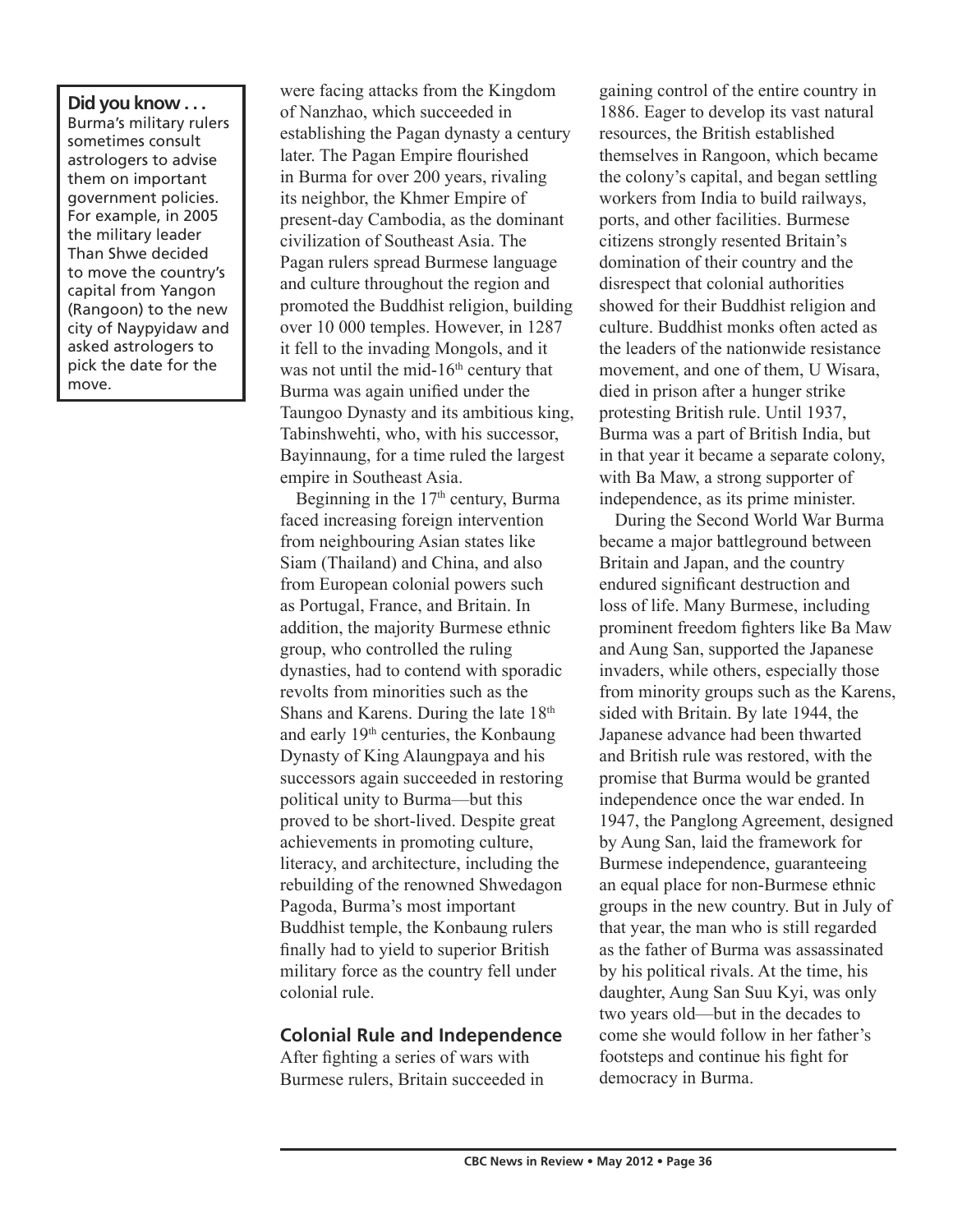**Did you know . . .**
Burma's military rulers sometimes consult astrologers to advise them on important government policies. For example, in 2005 the military leader Than Shwe decided to move the country's capital from Yangon (Rangoon) to the new city of Naypyidaw and asked astrologers to pick the date for the move.

were facing attacks from the Kingdom of Nanzhao, which succeeded in establishing the Pagan dynasty a century later. The Pagan Empire flourished in Burma for over 200 years, rivaling its neighbor, the Khmer Empire of present-day Cambodia, as the dominant civilization of Southeast Asia. The Pagan rulers spread Burmese language and culture throughout the region and promoted the Buddhist religion, building over 10 000 temples. However, in 1287 it fell to the invading Mongols, and it was not until the mid-16th century that Burma was again unified under the Taungoo Dynasty and its ambitious king, Tabinshwehti, who, with his successor, Bayinnaung, for a time ruled the largest empire in Southeast Asia.

Beginning in the 17th century, Burma faced increasing foreign intervention from neighbouring Asian states like Siam (Thailand) and China, and also from European colonial powers such as Portugal, France, and Britain. In addition, the majority Burmese ethnic group, who controlled the ruling dynasties, had to contend with sporadic revolts from minorities such as the Shans and Karens. During the late 18th and early 19th centuries, the Konbaung Dynasty of King Alaungpaya and his successors again succeeded in restoring political unity to Burma—but this proved to be short-lived. Despite great achievements in promoting culture, literacy, and architecture, including the rebuilding of the renowned Shwedagon Pagoda, Burma's most important Buddhist temple, the Konbaung rulers finally had to yield to superior British military force as the country fell under colonial rule.

## Colonial Rule and Independence

After fighting a series of wars with Burmese rulers, Britain succeeded in gaining control of the entire country in 1886. Eager to develop its vast natural resources, the British established themselves in Rangoon, which became the colony's capital, and began settling workers from India to build railways, ports, and other facilities. Burmese citizens strongly resented Britain's domination of their country and the disrespect that colonial authorities showed for their Buddhist religion and culture. Buddhist monks often acted as the leaders of the nationwide resistance movement, and one of them, U Wisara, died in prison after a hunger strike protesting British rule. Until 1937, Burma was a part of British India, but in that year it became a separate colony, with Ba Maw, a strong supporter of independence, as its prime minister.

During the Second World War Burma became a major battleground between Britain and Japan, and the country endured significant destruction and loss of life. Many Burmese, including prominent freedom fighters like Ba Maw and Aung San, supported the Japanese invaders, while others, especially those from minority groups such as the Karens, sided with Britain. By late 1944, the Japanese advance had been thwarted and British rule was restored, with the promise that Burma would be granted independence once the war ended. In 1947, the Panglong Agreement, designed by Aung San, laid the framework for Burmese independence, guaranteeing an equal place for non-Burmese ethnic groups in the new country. But in July of that year, the man who is still regarded as the father of Burma was assassinated by his political rivals. At the time, his daughter, Aung San Suu Kyi, was only two years old—but in the decades to come she would follow in her father's footsteps and continue his fight for democracy in Burma.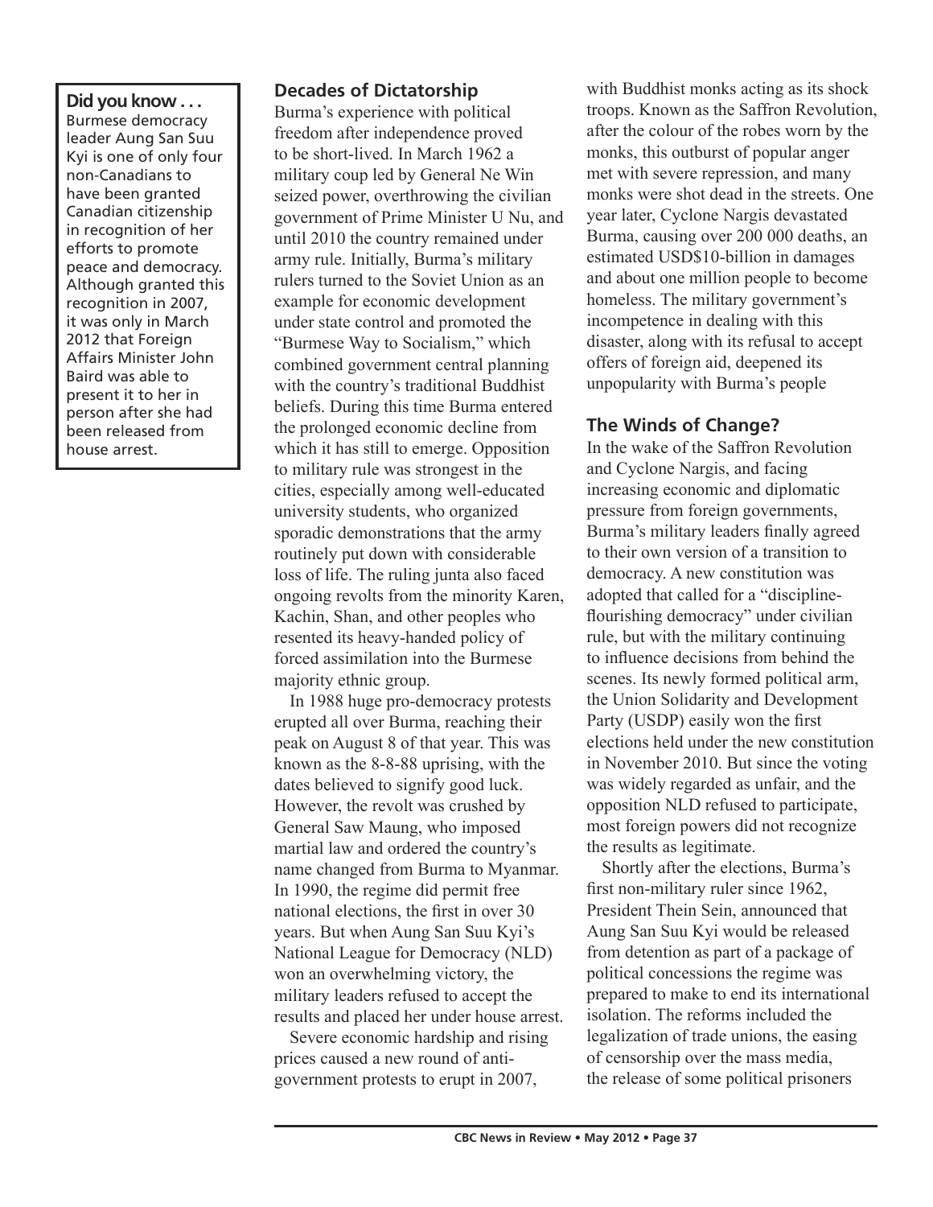**Did you know . . .**
Burmese democracy leader Aung San Suu Kyi is one of only four non-Canadians to have been granted Canadian citizenship in recognition of her efforts to promote peace and democracy. Although granted this recognition in 2007, it was only in March 2012 that Foreign Affairs Minister John Baird was able to present it to her in person after she had been released from house arrest.

## Decades of Dictatorship

Burma's experience with political freedom after independence proved to be short-lived. In March 1962 a military coup led by General Ne Win seized power, overthrowing the civilian government of Prime Minister U Nu, and until 2010 the country remained under army rule. Initially, Burma's military rulers turned to the Soviet Union as an example for economic development under state control and promoted the "Burmese Way to Socialism," which combined government central planning with the country's traditional Buddhist beliefs. During this time Burma entered the prolonged economic decline from which it has still to emerge. Opposition to military rule was strongest in the cities, especially among well-educated university students, who organized sporadic demonstrations that the army routinely put down with considerable loss of life. The ruling junta also faced ongoing revolts from the minority Karen, Kachin, Shan, and other peoples who resented its heavy-handed policy of forced assimilation into the Burmese majority ethnic group.

In 1988 huge pro-democracy protests erupted all over Burma, reaching their peak on August 8 of that year. This was known as the 8-8-88 uprising, with the dates believed to signify good luck. However, the revolt was crushed by General Saw Maung, who imposed martial law and ordered the country's name changed from Burma to Myanmar. In 1990, the regime did permit free national elections, the first in over 30 years. But when Aung San Suu Kyi's National League for Democracy (NLD) won an overwhelming victory, the military leaders refused to accept the results and placed her under house arrest.

Severe economic hardship and rising prices caused a new round of anti-government protests to erupt in 2007, with Buddhist monks acting as its shock troops. Known as the Saffron Revolution, after the colour of the robes worn by the monks, this outburst of popular anger met with severe repression, and many monks were shot dead in the streets. One year later, Cyclone Nargis devastated Burma, causing over 200 000 deaths, an estimated USD$10-billion in damages and about one million people to become homeless. The military government's incompetence in dealing with this disaster, along with its refusal to accept offers of foreign aid, deepened its unpopularity with Burma's people

## The Winds of Change?

In the wake of the Saffron Revolution and Cyclone Nargis, and facing increasing economic and diplomatic pressure from foreign governments, Burma's military leaders finally agreed to their own version of a transition to democracy. A new constitution was adopted that called for a "discipline-flourishing democracy" under civilian rule, but with the military continuing to influence decisions from behind the scenes. Its newly formed political arm, the Union Solidarity and Development Party (USDP) easily won the first elections held under the new constitution in November 2010. But since the voting was widely regarded as unfair, and the opposition NLD refused to participate, most foreign powers did not recognize the results as legitimate.

Shortly after the elections, Burma's first non-military ruler since 1962, President Thein Sein, announced that Aung San Suu Kyi would be released from detention as part of a package of political concessions the regime was prepared to make to end its international isolation. The reforms included the legalization of trade unions, the easing of censorship over the mass media, the release of some political prisoners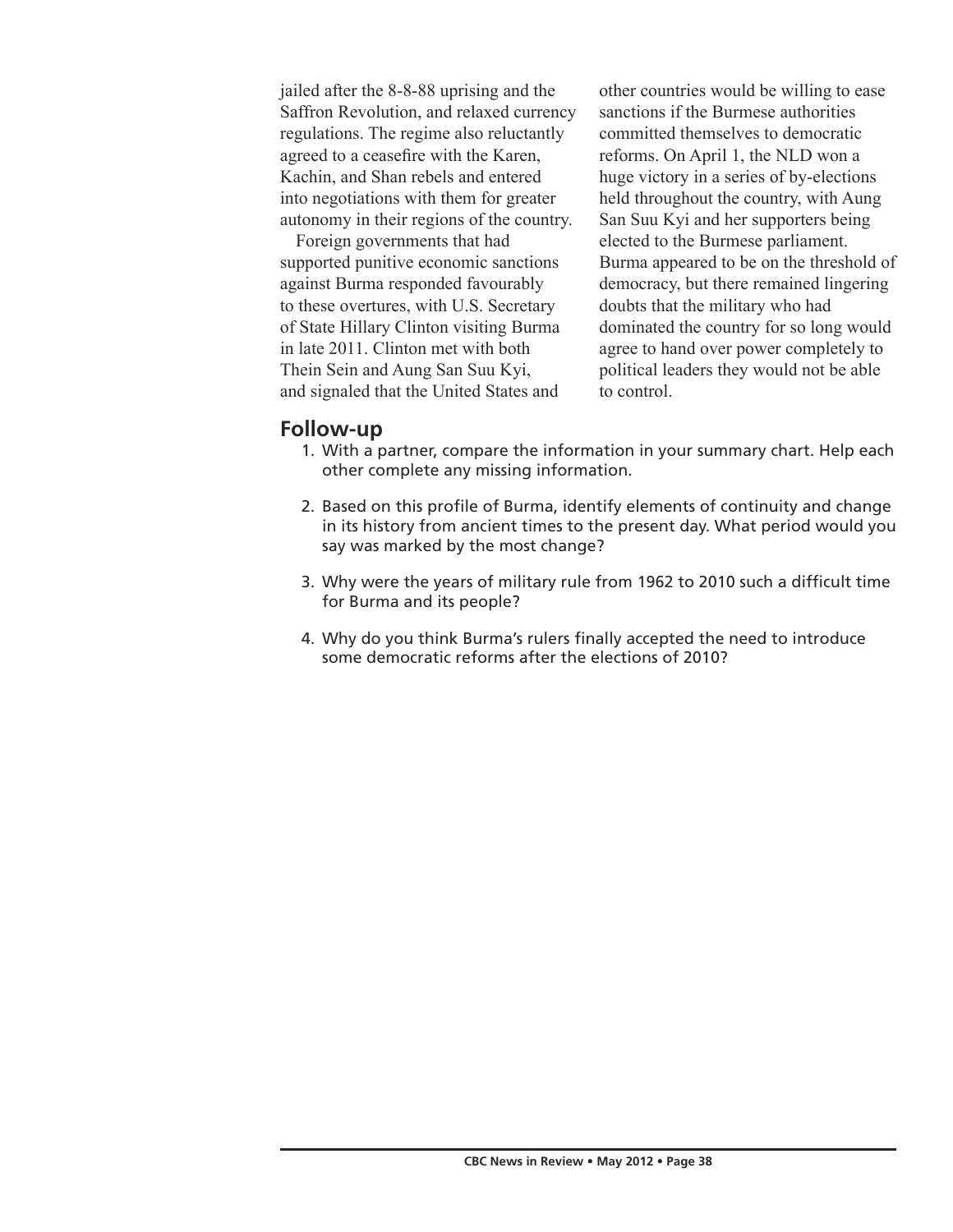jailed after the 8-8-88 uprising and the Saffron Revolution, and relaxed currency regulations. The regime also reluctantly agreed to a ceasefire with the Karen, Kachin, and Shan rebels and entered into negotiations with them for greater autonomy in their regions of the country.

Foreign governments that had supported punitive economic sanctions against Burma responded favourably to these overtures, with U.S. Secretary of State Hillary Clinton visiting Burma in late 2011. Clinton met with both Thein Sein and Aung San Suu Kyi, and signaled that the United States and other countries would be willing to ease sanctions if the Burmese authorities committed themselves to democratic reforms. On April 1, the NLD won a huge victory in a series of by-elections held throughout the country, with Aung San Suu Kyi and her supporters being elected to the Burmese parliament. Burma appeared to be on the threshold of democracy, but there remained lingering doubts that the military who had dominated the country for so long would agree to hand over power completely to political leaders they would not be able to control.

## Follow-up

1. With a partner, compare the information in your summary chart. Help each other complete any missing information.
2. Based on this profile of Burma, identify elements of continuity and change in its history from ancient times to the present day. What period would you say was marked by the most change?
3. Why were the years of military rule from 1962 to 2010 such a difficult time for Burma and its people?
4. Why do you think Burma's rulers finally accepted the need to introduce some democratic reforms after the elections of 2010?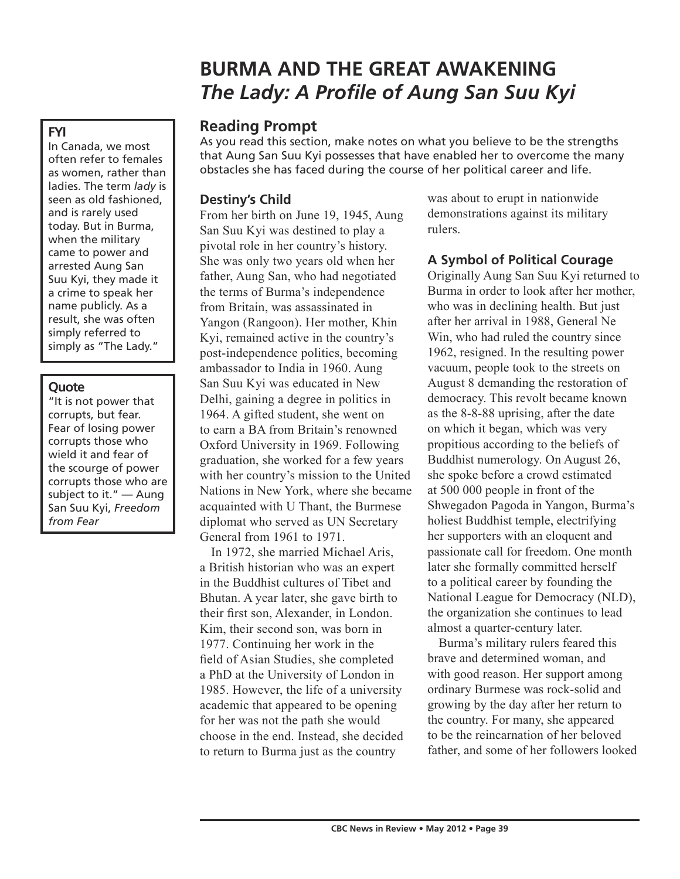# BURMA AND THE GREAT AWAKENING
## *The Lady: A Profile of Aung San Suu Kyi*

**FYI**

In Canada, we most often refer to females as women, rather than ladies. The term *lady* is seen as old fashioned, and is rarely used today. But in Burma, when the military came to power and arrested Aung San Suu Kyi, they made it a crime to speak her name publicly. As a result, she was often simply referred to simply as "The Lady."

**Quote**

"It is not power that corrupts, but fear. Fear of losing power corrupts those who wield it and fear of the scourge of power corrupts those who are subject to it." — Aung San Suu Kyi, *Freedom from Fear*

### Reading Prompt

As you read this section, make notes on what you believe to be the strengths that Aung San Suu Kyi possesses that have enabled her to overcome the many obstacles she has faced during the course of her political career and life.

### Destiny's Child

From her birth on June 19, 1945, Aung San Suu Kyi was destined to play a pivotal role in her country's history. She was only two years old when her father, Aung San, who had negotiated the terms of Burma's independence from Britain, was assassinated in Yangon (Rangoon). Her mother, Khin Kyi, remained active in the country's post-independence politics, becoming ambassador to India in 1960. Aung San Suu Kyi was educated in New Delhi, gaining a degree in politics in 1964. A gifted student, she went on to earn a BA from Britain's renowned Oxford University in 1969. Following graduation, she worked for a few years with her country's mission to the United Nations in New York, where she became acquainted with U Thant, the Burmese diplomat who served as UN Secretary General from 1961 to 1971.

In 1972, she married Michael Aris, a British historian who was an expert in the Buddhist cultures of Tibet and Bhutan. A year later, she gave birth to their first son, Alexander, in London. Kim, their second son, was born in 1977. Continuing her work in the field of Asian Studies, she completed a PhD at the University of London in 1985. However, the life of a university academic that appeared to be opening for her was not the path she would choose in the end. Instead, she decided to return to Burma just as the country was about to erupt in nationwide demonstrations against its military rulers.

### A Symbol of Political Courage

Originally Aung San Suu Kyi returned to Burma in order to look after her mother, who was in declining health. But just after her arrival in 1988, General Ne Win, who had ruled the country since 1962, resigned. In the resulting power vacuum, people took to the streets on August 8 demanding the restoration of democracy. This revolt became known as the 8-8-88 uprising, after the date on which it began, which was very propitious according to the beliefs of Buddhist numerology. On August 26, she spoke before a crowd estimated at 500 000 people in front of the Shwegadon Pagoda in Yangon, Burma's holiest Buddhist temple, electrifying her supporters with an eloquent and passionate call for freedom. One month later she formally committed herself to a political career by founding the National League for Democracy (NLD), the organization she continues to lead almost a quarter-century later.

Burma's military rulers feared this brave and determined woman, and with good reason. Her support among ordinary Burmese was rock-solid and growing by the day after her return to the country. For many, she appeared to be the reincarnation of her beloved father, and some of her followers looked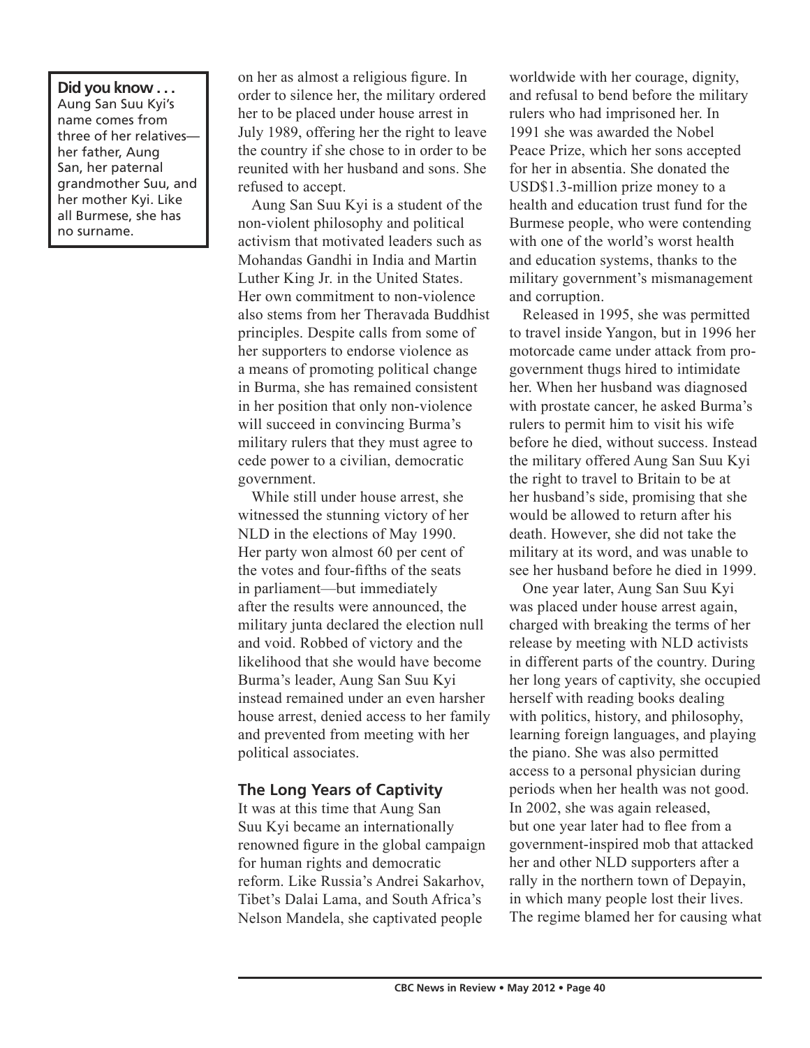**Did you know . . .**
Aung San Suu Kyi's name comes from three of her relatives—her father, Aung San, her paternal grandmother Suu, and her mother Kyi. Like all Burmese, she has no surname.

on her as almost a religious figure. In order to silence her, the military ordered her to be placed under house arrest in July 1989, offering her the right to leave the country if she chose to in order to be reunited with her husband and sons. She refused to accept.

Aung San Suu Kyi is a student of the non-violent philosophy and political activism that motivated leaders such as Mohandas Gandhi in India and Martin Luther King Jr. in the United States. Her own commitment to non-violence also stems from her Theravada Buddhist principles. Despite calls from some of her supporters to endorse violence as a means of promoting political change in Burma, she has remained consistent in her position that only non-violence will succeed in convincing Burma's military rulers that they must agree to cede power to a civilian, democratic government.

While still under house arrest, she witnessed the stunning victory of her NLD in the elections of May 1990. Her party won almost 60 per cent of the votes and four-fifths of the seats in parliament—but immediately after the results were announced, the military junta declared the election null and void. Robbed of victory and the likelihood that she would have become Burma's leader, Aung San Suu Kyi instead remained under an even harsher house arrest, denied access to her family and prevented from meeting with her political associates.

## The Long Years of Captivity

It was at this time that Aung San Suu Kyi became an internationally renowned figure in the global campaign for human rights and democratic reform. Like Russia's Andrei Sakarhov, Tibet's Dalai Lama, and South Africa's Nelson Mandela, she captivated people worldwide with her courage, dignity, and refusal to bend before the military rulers who had imprisoned her. In 1991 she was awarded the Nobel Peace Prize, which her sons accepted for her in absentia. She donated the USD$1.3-million prize money to a health and education trust fund for the Burmese people, who were contending with one of the world's worst health and education systems, thanks to the military government's mismanagement and corruption.

Released in 1995, she was permitted to travel inside Yangon, but in 1996 her motorcade came under attack from pro-government thugs hired to intimidate her. When her husband was diagnosed with prostate cancer, he asked Burma's rulers to permit him to visit his wife before he died, without success. Instead the military offered Aung San Suu Kyi the right to travel to Britain to be at her husband's side, promising that she would be allowed to return after his death. However, she did not take the military at its word, and was unable to see her husband before he died in 1999.

One year later, Aung San Suu Kyi was placed under house arrest again, charged with breaking the terms of her release by meeting with NLD activists in different parts of the country. During her long years of captivity, she occupied herself with reading books dealing with politics, history, and philosophy, learning foreign languages, and playing the piano. She was also permitted access to a personal physician during periods when her health was not good. In 2002, she was again released, but one year later had to flee from a government-inspired mob that attacked her and other NLD supporters after a rally in the northern town of Depayin, in which many people lost their lives. The regime blamed her for causing what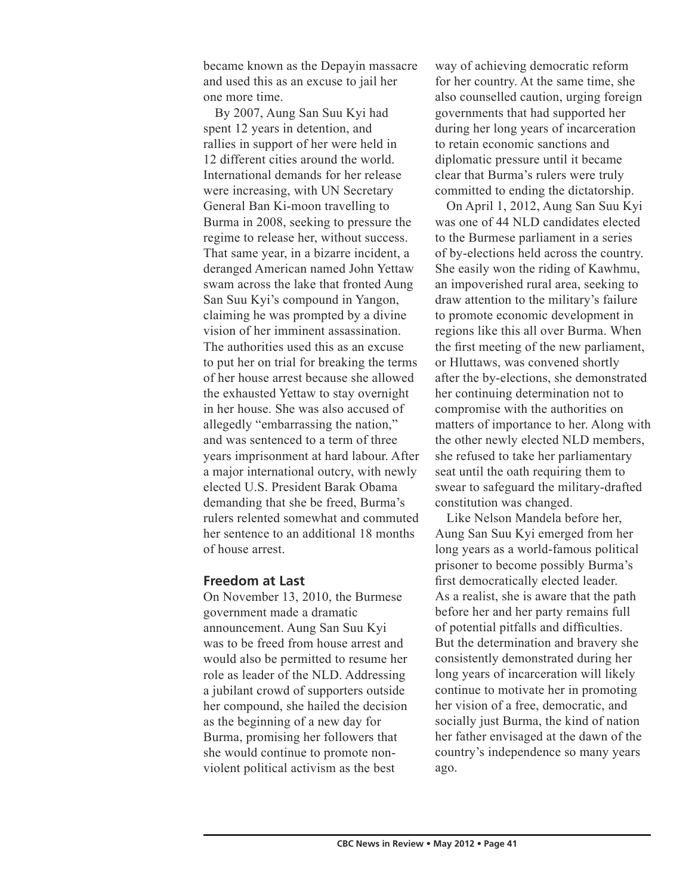became known as the Depayin massacre and used this as an excuse to jail her one more time.

By 2007, Aung San Suu Kyi had spent 12 years in detention, and rallies in support of her were held in 12 different cities around the world. International demands for her release were increasing, with UN Secretary General Ban Ki-moon travelling to Burma in 2008, seeking to pressure the regime to release her, without success. That same year, in a bizarre incident, a deranged American named John Yettaw swam across the lake that fronted Aung San Suu Kyi's compound in Yangon, claiming he was prompted by a divine vision of her imminent assassination. The authorities used this as an excuse to put her on trial for breaking the terms of her house arrest because she allowed the exhausted Yettaw to stay overnight in her house. She was also accused of allegedly "embarrassing the nation," and was sentenced to a term of three years imprisonment at hard labour. After a major international outcry, with newly elected U.S. President Barak Obama demanding that she be freed, Burma's rulers relented somewhat and commuted her sentence to an additional 18 months of house arrest.

## Freedom at Last

On November 13, 2010, the Burmese government made a dramatic announcement. Aung San Suu Kyi was to be freed from house arrest and would also be permitted to resume her role as leader of the NLD. Addressing a jubilant crowd of supporters outside her compound, she hailed the decision as the beginning of a new day for Burma, promising her followers that she would continue to promote non-violent political activism as the best way of achieving democratic reform for her country. At the same time, she also counselled caution, urging foreign governments that had supported her during her long years of incarceration to retain economic sanctions and diplomatic pressure until it became clear that Burma's rulers were truly committed to ending the dictatorship.

On April 1, 2012, Aung San Suu Kyi was one of 44 NLD candidates elected to the Burmese parliament in a series of by-elections held across the country. She easily won the riding of Kawhmu, an impoverished rural area, seeking to draw attention to the military's failure to promote economic development in regions like this all over Burma. When the first meeting of the new parliament, or Hluttaws, was convened shortly after the by-elections, she demonstrated her continuing determination not to compromise with the authorities on matters of importance to her. Along with the other newly elected NLD members, she refused to take her parliamentary seat until the oath requiring them to swear to safeguard the military-drafted constitution was changed.

Like Nelson Mandela before her, Aung San Suu Kyi emerged from her long years as a world-famous political prisoner to become possibly Burma's first democratically elected leader. As a realist, she is aware that the path before her and her party remains full of potential pitfalls and difficulties. But the determination and bravery she consistently demonstrated during her long years of incarceration will likely continue to motivate her in promoting her vision of a free, democratic, and socially just Burma, the kind of nation her father envisaged at the dawn of the country's independence so many years ago.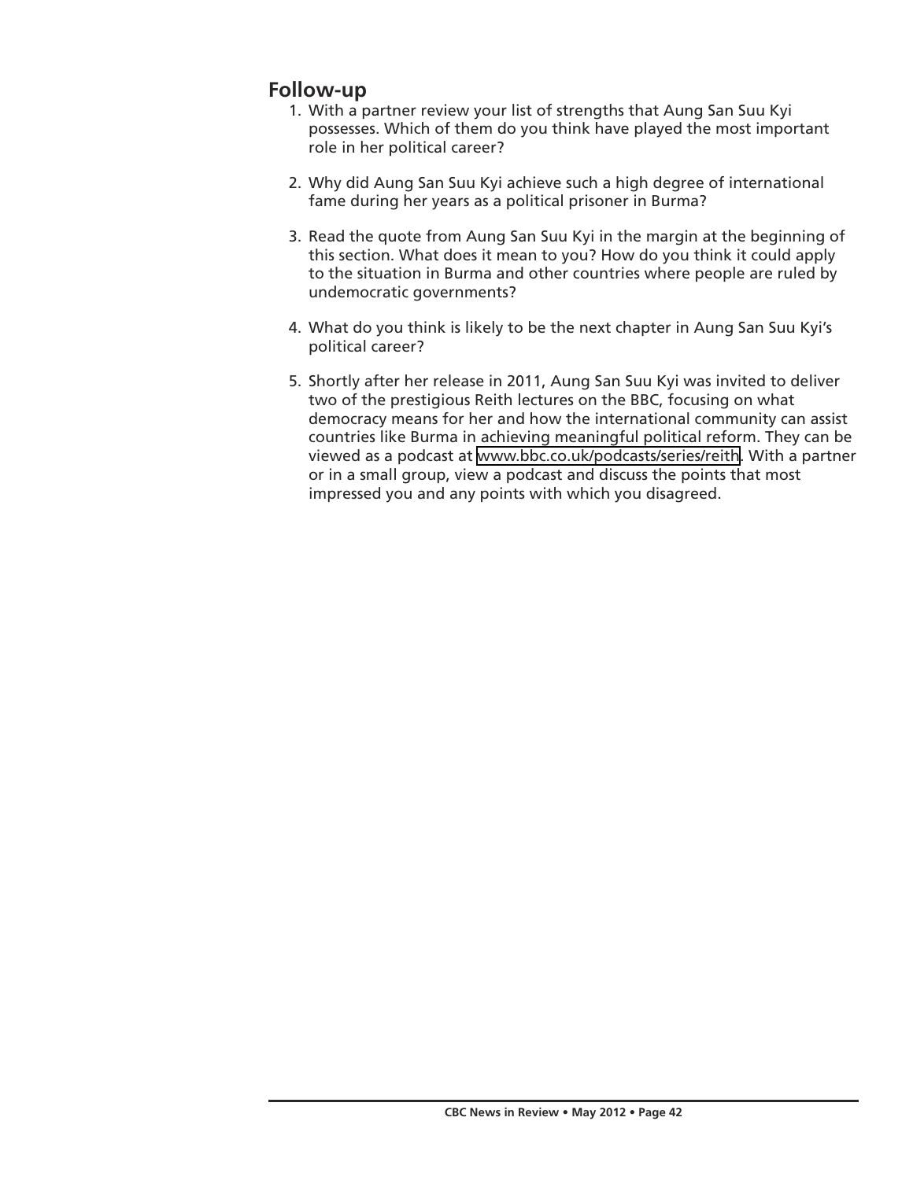## Follow-up

1. With a partner review your list of strengths that Aung San Suu Kyi possesses. Which of them do you think have played the most important role in her political career?

2. Why did Aung San Suu Kyi achieve such a high degree of international fame during her years as a political prisoner in Burma?

3. Read the quote from Aung San Suu Kyi in the margin at the beginning of this section. What does it mean to you? How do you think it could apply to the situation in Burma and other countries where people are ruled by undemocratic governments?

4. What do you think is likely to be the next chapter in Aung San Suu Kyi's political career?

5. Shortly after her release in 2011, Aung San Suu Kyi was invited to deliver two of the prestigious Reith lectures on the BBC, focusing on what democracy means for her and how the international community can assist countries like Burma in achieving meaningful political reform. They can be viewed as a podcast at www.bbc.co.uk/podcasts/series/reith. With a partner or in a small group, view a podcast and discuss the points that most impressed you and any points with which you disagreed.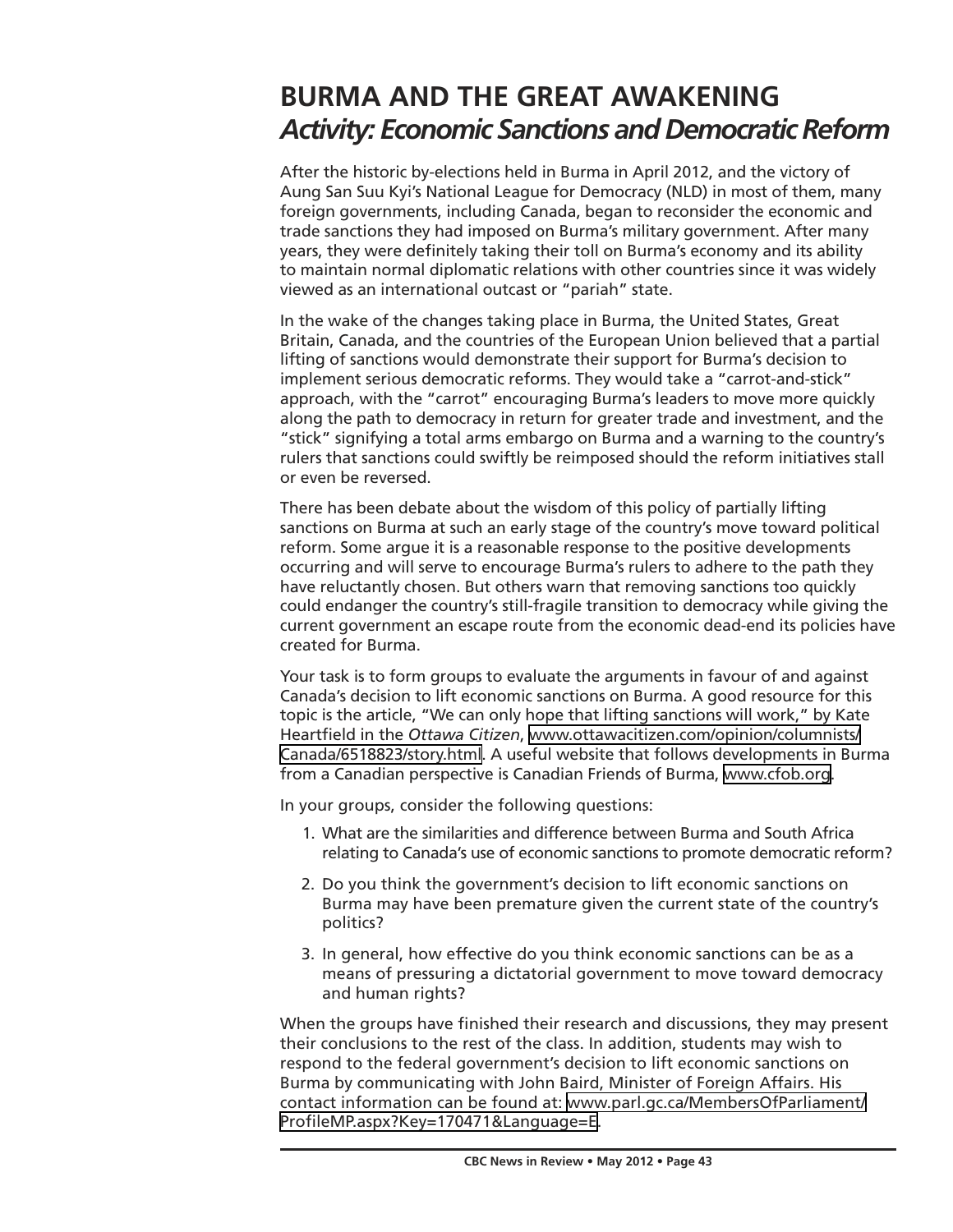# BURMA AND THE GREAT AWAKENING

## *Activity: Economic Sanctions and Democratic Reform*

After the historic by-elections held in Burma in April 2012, and the victory of Aung San Suu Kyi's National League for Democracy (NLD) in most of them, many foreign governments, including Canada, began to reconsider the economic and trade sanctions they had imposed on Burma's military government. After many years, they were definitely taking their toll on Burma's economy and its ability to maintain normal diplomatic relations with other countries since it was widely viewed as an international outcast or "pariah" state.

In the wake of the changes taking place in Burma, the United States, Great Britain, Canada, and the countries of the European Union believed that a partial lifting of sanctions would demonstrate their support for Burma's decision to implement serious democratic reforms. They would take a "carrot-and-stick" approach, with the "carrot" encouraging Burma's leaders to move more quickly along the path to democracy in return for greater trade and investment, and the "stick" signifying a total arms embargo on Burma and a warning to the country's rulers that sanctions could swiftly be reimposed should the reform initiatives stall or even be reversed.

There has been debate about the wisdom of this policy of partially lifting sanctions on Burma at such an early stage of the country's move toward political reform. Some argue it is a reasonable response to the positive developments occurring and will serve to encourage Burma's rulers to adhere to the path they have reluctantly chosen. But others warn that removing sanctions too quickly could endanger the country's still-fragile transition to democracy while giving the current government an escape route from the economic dead-end its policies have created for Burma.

Your task is to form groups to evaluate the arguments in favour of and against Canada's decision to lift economic sanctions on Burma. A good resource for this topic is the article, "We can only hope that lifting sanctions will work," by Kate Heartfield in the *Ottawa Citizen*, www.ottawacitizen.com/opinion/columnists/Canada/6518823/story.html. A useful website that follows developments in Burma from a Canadian perspective is Canadian Friends of Burma, www.cfob.org.

In your groups, consider the following questions:

1. What are the similarities and difference between Burma and South Africa relating to Canada's use of economic sanctions to promote democratic reform?
2. Do you think the government's decision to lift economic sanctions on Burma may have been premature given the current state of the country's politics?
3. In general, how effective do you think economic sanctions can be as a means of pressuring a dictatorial government to move toward democracy and human rights?

When the groups have finished their research and discussions, they may present their conclusions to the rest of the class. In addition, students may wish to respond to the federal government's decision to lift economic sanctions on Burma by communicating with John Baird, Minister of Foreign Affairs. His contact information can be found at: www.parl.gc.ca/MembersOfParliament/ProfileMP.aspx?Key=170471&Language=E.